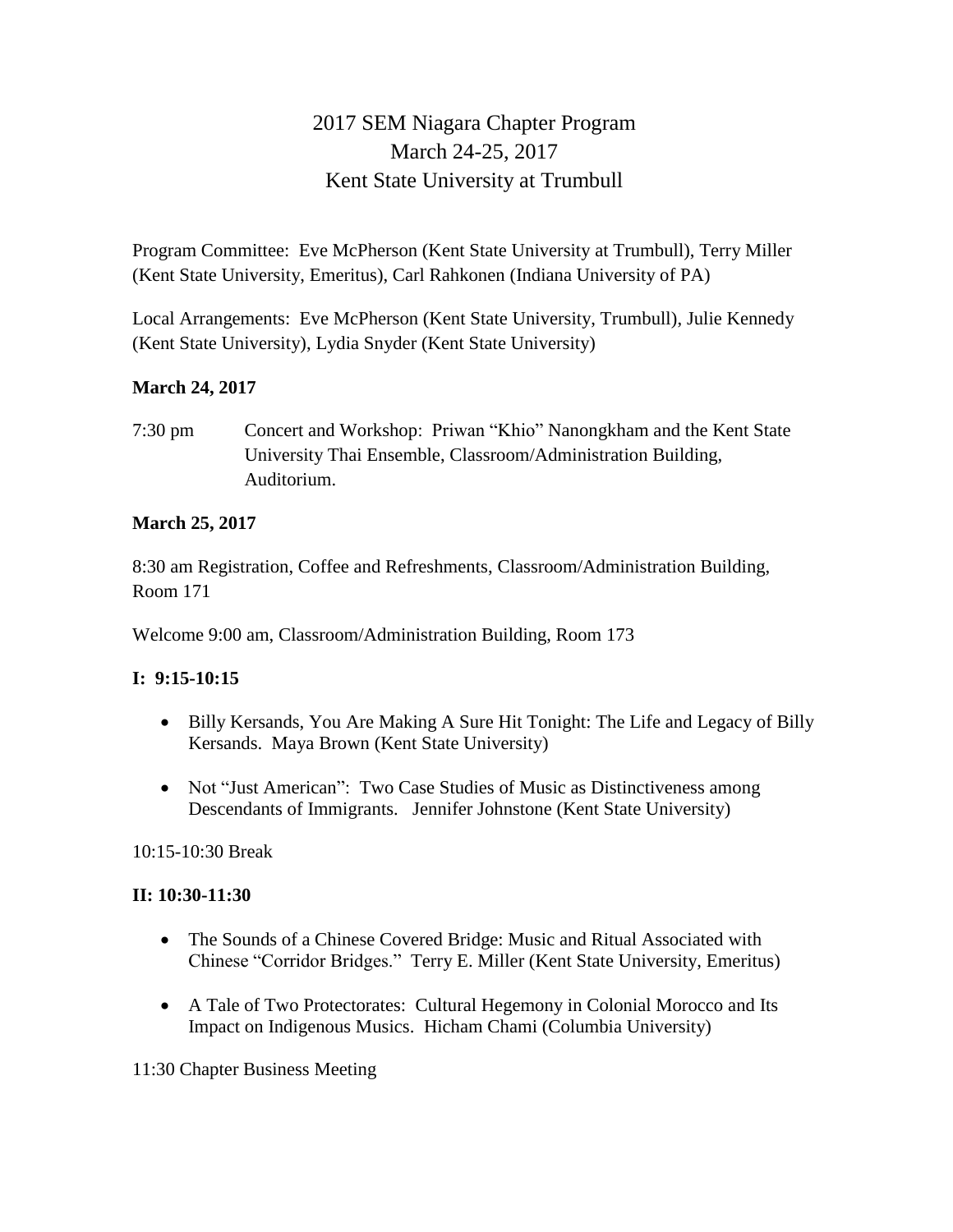# 2017 SEM Niagara Chapter Program
## March 24-25, 2017
## Kent State University at Trumbull

Program Committee: Eve McPherson (Kent State University at Trumbull), Terry Miller (Kent State University, Emeritus), Carl Rahkonen (Indiana University of PA)

Local Arrangements: Eve McPherson (Kent State University, Trumbull), Julie Kennedy (Kent State University), Lydia Snyder (Kent State University)

**March 24, 2017**

7:30 pm Concert and Workshop: Priwan "Khio" Nanongkham and the Kent State University Thai Ensemble, Classroom/Administration Building, Auditorium.

**March 25, 2017**

8:30 am Registration, Coffee and Refreshments, Classroom/Administration Building, Room 171

Welcome 9:00 am, Classroom/Administration Building, Room 173

**I: 9:15-10:15**

- Billy Kersands, You Are Making A Sure Hit Tonight: The Life and Legacy of Billy Kersands. Maya Brown (Kent State University)
- Not "Just American": Two Case Studies of Music as Distinctiveness among Descendants of Immigrants. Jennifer Johnstone (Kent State University)

10:15-10:30 Break

**II: 10:30-11:30**

- The Sounds of a Chinese Covered Bridge: Music and Ritual Associated with Chinese "Corridor Bridges." Terry E. Miller (Kent State University, Emeritus)
- A Tale of Two Protectorates: Cultural Hegemony in Colonial Morocco and Its Impact on Indigenous Musics. Hicham Chami (Columbia University)

11:30 Chapter Business Meeting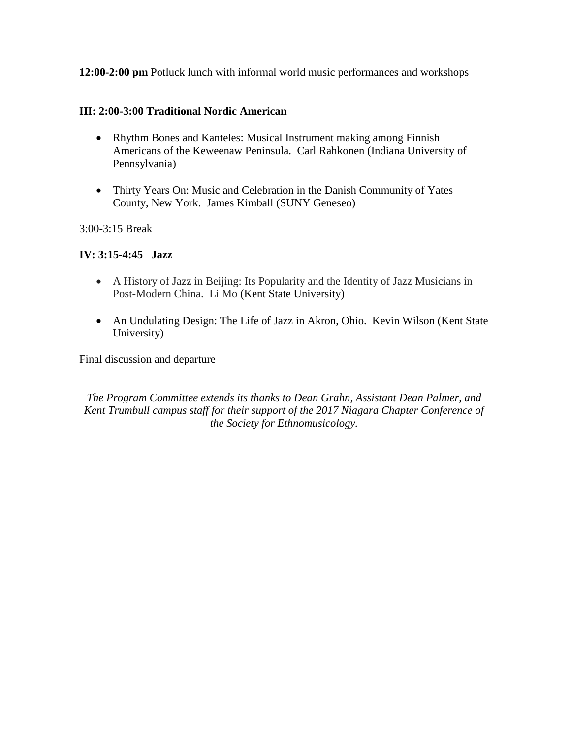**12:00-2:00 pm** Potluck lunch with informal world music performances and workshops

**III: 2:00-3:00 Traditional Nordic American**

- Rhythm Bones and Kanteles: Musical Instrument making among Finnish Americans of the Keweenaw Peninsula. Carl Rahkonen (Indiana University of Pennsylvania)

- Thirty Years On: Music and Celebration in the Danish Community of Yates County, New York. James Kimball (SUNY Geneseo)

3:00-3:15 Break

**IV: 3:15-4:45 Jazz**

- A History of Jazz in Beijing: Its Popularity and the Identity of Jazz Musicians in Post-Modern China. Li Mo (Kent State University)

- An Undulating Design: The Life of Jazz in Akron, Ohio. Kevin Wilson (Kent State University)

Final discussion and departure

*The Program Committee extends its thanks to Dean Grahn, Assistant Dean Palmer, and Kent Trumbull campus staff for their support of the 2017 Niagara Chapter Conference of the Society for Ethnomusicology.*